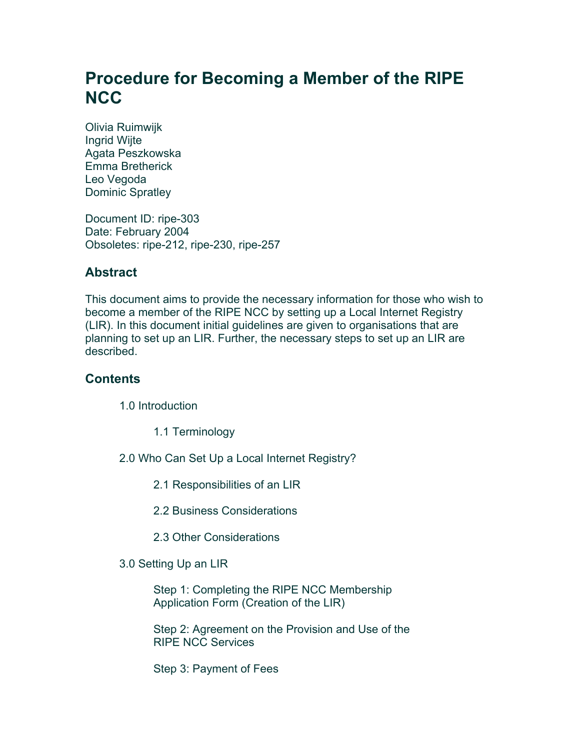# Procedure for Becoming a Member of the RIPE NCC

Olivia Ruimwijk
Ingrid Wijte
Agata Peszkowska
Emma Bretherick
Leo Vegoda
Dominic Spratley

Document ID: ripe-303
Date: February 2004
Obsoletes: ripe-212, ripe-230, ripe-257

## Abstract

This document aims to provide the necessary information for those who wish to become a member of the RIPE NCC by setting up a Local Internet Registry (LIR). In this document initial guidelines are given to organisations that are planning to set up an LIR. Further, the necessary steps to set up an LIR are described.

## Contents

- 1.0 Introduction
  - 1.1 Terminology
- 2.0 Who Can Set Up a Local Internet Registry?
  - 2.1 Responsibilities of an LIR
  - 2.2 Business Considerations
  - 2.3 Other Considerations
- 3.0 Setting Up an LIR
  - Step 1: Completing the RIPE NCC Membership Application Form (Creation of the LIR)
  - Step 2: Agreement on the Provision and Use of the RIPE NCC Services
  - Step 3: Payment of Fees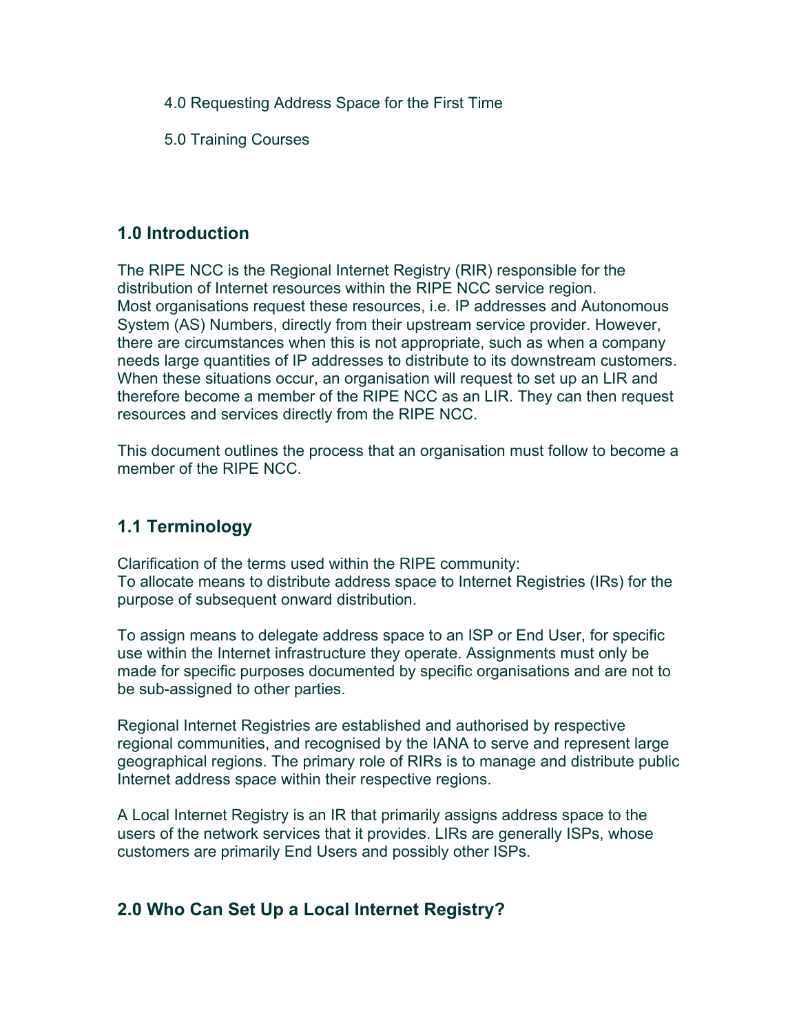4.0 Requesting Address Space for the First Time

5.0 Training Courses

## 1.0 Introduction

The RIPE NCC is the Regional Internet Registry (RIR) responsible for the distribution of Internet resources within the RIPE NCC service region.
Most organisations request these resources, i.e. IP addresses and Autonomous System (AS) Numbers, directly from their upstream service provider. However, there are circumstances when this is not appropriate, such as when a company needs large quantities of IP addresses to distribute to its downstream customers. When these situations occur, an organisation will request to set up an LIR and therefore become a member of the RIPE NCC as an LIR. They can then request resources and services directly from the RIPE NCC.

This document outlines the process that an organisation must follow to become a member of the RIPE NCC.

## 1.1 Terminology

Clarification of the terms used within the RIPE community:
To allocate means to distribute address space to Internet Registries (IRs) for the purpose of subsequent onward distribution.

To assign means to delegate address space to an ISP or End User, for specific use within the Internet infrastructure they operate. Assignments must only be made for specific purposes documented by specific organisations and are not to be sub-assigned to other parties.

Regional Internet Registries are established and authorised by respective regional communities, and recognised by the IANA to serve and represent large geographical regions. The primary role of RIRs is to manage and distribute public Internet address space within their respective regions.

A Local Internet Registry is an IR that primarily assigns address space to the users of the network services that it provides. LIRs are generally ISPs, whose customers are primarily End Users and possibly other ISPs.

## 2.0 Who Can Set Up a Local Internet Registry?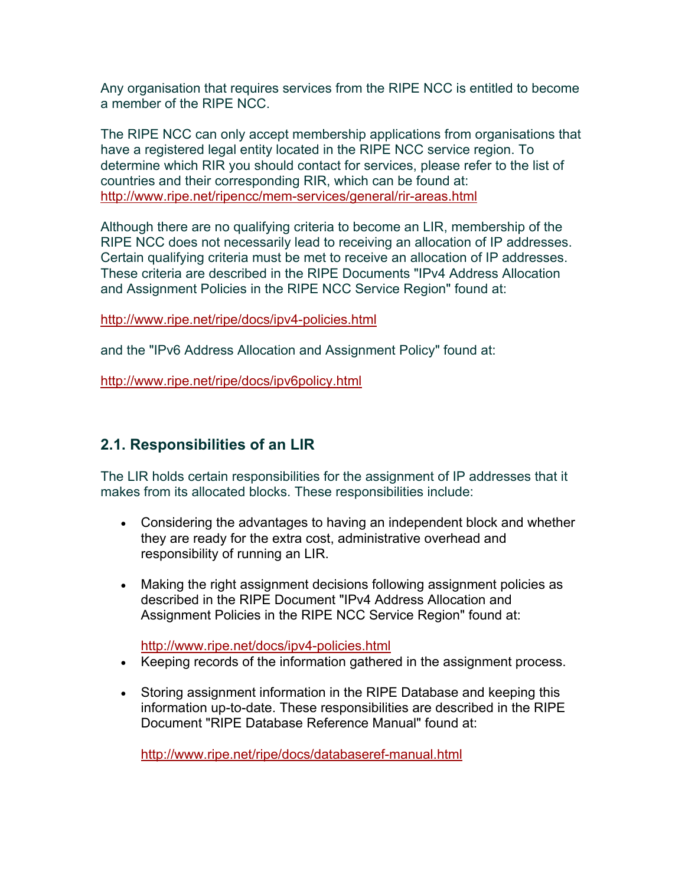Any organisation that requires services from the RIPE NCC is entitled to become a member of the RIPE NCC.

The RIPE NCC can only accept membership applications from organisations that have a registered legal entity located in the RIPE NCC service region. To determine which RIR you should contact for services, please refer to the list of countries and their corresponding RIR, which can be found at: http://www.ripe.net/ripencc/mem-services/general/rir-areas.html

Although there are no qualifying criteria to become an LIR, membership of the RIPE NCC does not necessarily lead to receiving an allocation of IP addresses. Certain qualifying criteria must be met to receive an allocation of IP addresses. These criteria are described in the RIPE Documents "IPv4 Address Allocation and Assignment Policies in the RIPE NCC Service Region" found at:

http://www.ripe.net/ripe/docs/ipv4-policies.html

and the "IPv6 Address Allocation and Assignment Policy" found at:

http://www.ripe.net/ripe/docs/ipv6policy.html

## 2.1. Responsibilities of an LIR

The LIR holds certain responsibilities for the assignment of IP addresses that it makes from its allocated blocks. These responsibilities include:

- Considering the advantages to having an independent block and whether they are ready for the extra cost, administrative overhead and responsibility of running an LIR.

- Making the right assignment decisions following assignment policies as described in the RIPE Document "IPv4 Address Allocation and Assignment Policies in the RIPE NCC Service Region" found at:

  http://www.ripe.net/docs/ipv4-policies.html
- Keeping records of the information gathered in the assignment process.

- Storing assignment information in the RIPE Database and keeping this information up-to-date. These responsibilities are described in the RIPE Document "RIPE Database Reference Manual" found at:

  http://www.ripe.net/ripe/docs/databaseref-manual.html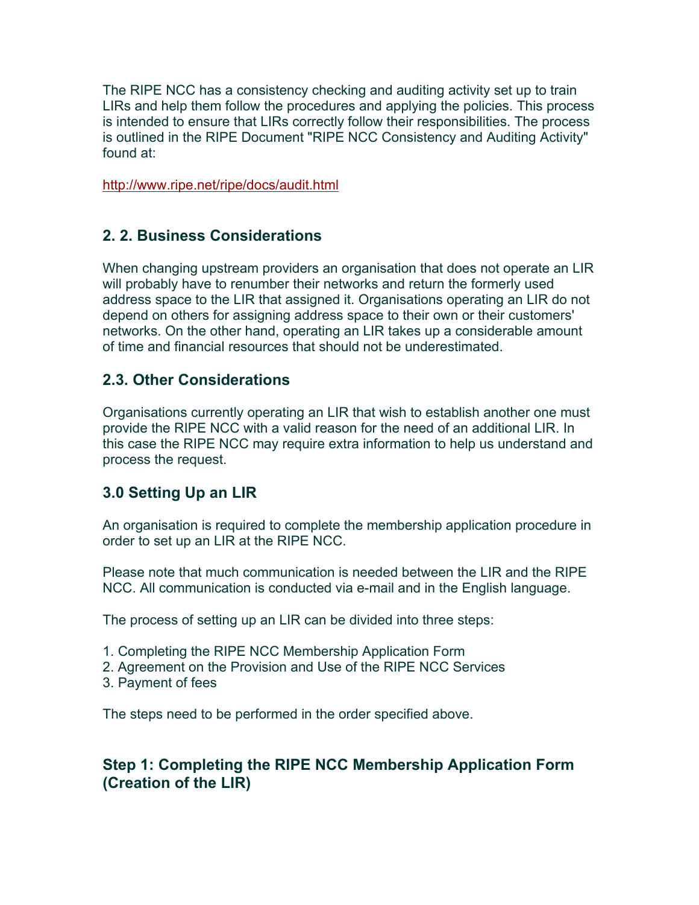The RIPE NCC has a consistency checking and auditing activity set up to train LIRs and help them follow the procedures and applying the policies. This process is intended to ensure that LIRs correctly follow their responsibilities. The process is outlined in the RIPE Document "RIPE NCC Consistency and Auditing Activity" found at:

http://www.ripe.net/ripe/docs/audit.html

## 2. 2. Business Considerations

When changing upstream providers an organisation that does not operate an LIR will probably have to renumber their networks and return the formerly used address space to the LIR that assigned it. Organisations operating an LIR do not depend on others for assigning address space to their own or their customers' networks. On the other hand, operating an LIR takes up a considerable amount of time and financial resources that should not be underestimated.

## 2.3. Other Considerations

Organisations currently operating an LIR that wish to establish another one must provide the RIPE NCC with a valid reason for the need of an additional LIR. In this case the RIPE NCC may require extra information to help us understand and process the request.

## 3.0 Setting Up an LIR

An organisation is required to complete the membership application procedure in order to set up an LIR at the RIPE NCC.

Please note that much communication is needed between the LIR and the RIPE NCC. All communication is conducted via e-mail and in the English language.

The process of setting up an LIR can be divided into three steps:

1. Completing the RIPE NCC Membership Application Form
2. Agreement on the Provision and Use of the RIPE NCC Services
3. Payment of fees

The steps need to be performed in the order specified above.

## Step 1: Completing the RIPE NCC Membership Application Form (Creation of the LIR)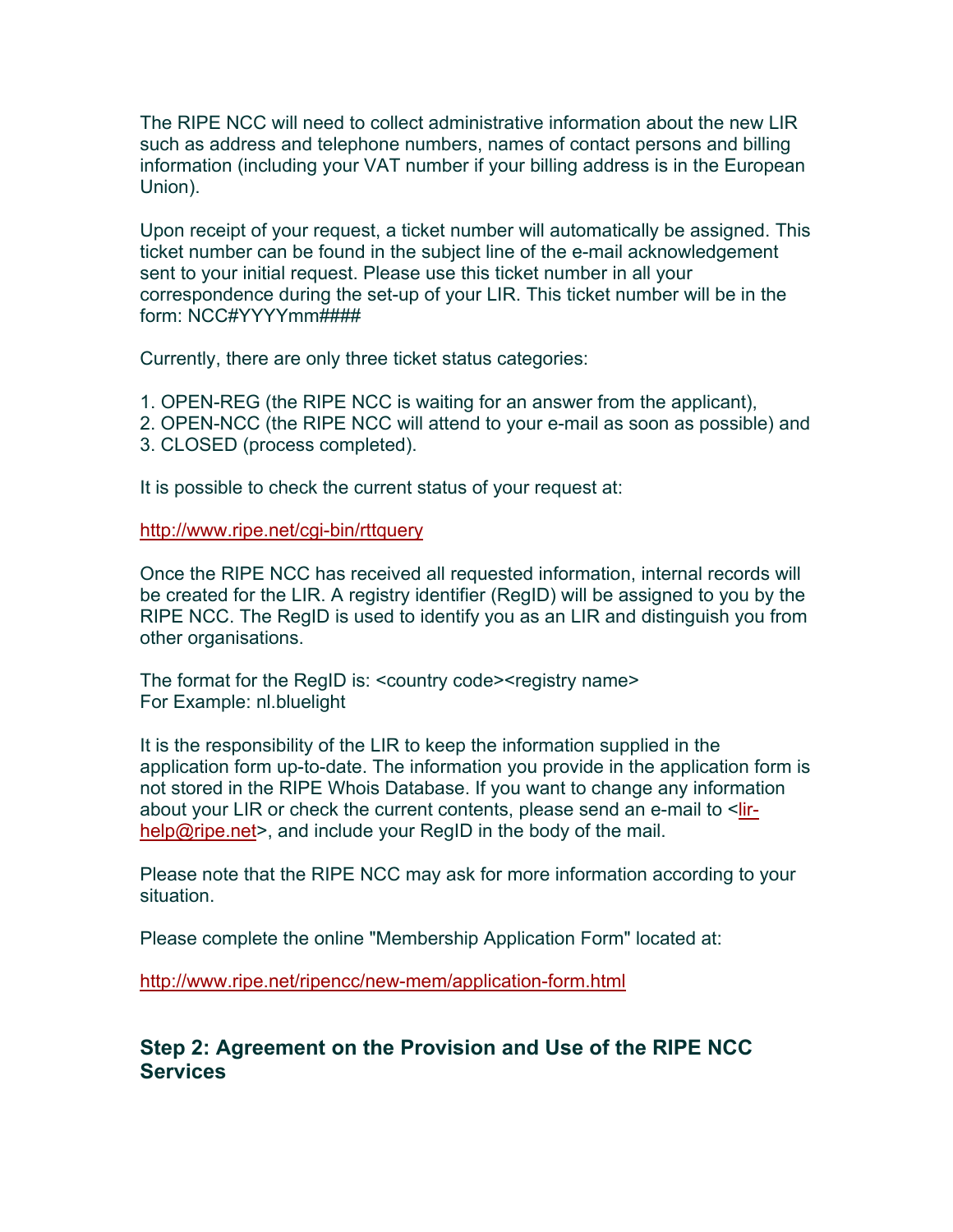The RIPE NCC will need to collect administrative information about the new LIR such as address and telephone numbers, names of contact persons and billing information (including your VAT number if your billing address is in the European Union).

Upon receipt of your request, a ticket number will automatically be assigned. This ticket number can be found in the subject line of the e-mail acknowledgement sent to your initial request. Please use this ticket number in all your correspondence during the set-up of your LIR. This ticket number will be in the form: NCC#YYYYmm####

Currently, there are only three ticket status categories:

1. OPEN-REG (the RIPE NCC is waiting for an answer from the applicant),
2. OPEN-NCC (the RIPE NCC will attend to your e-mail as soon as possible) and
3. CLOSED (process completed).

It is possible to check the current status of your request at:

http://www.ripe.net/cgi-bin/rttquery

Once the RIPE NCC has received all requested information, internal records will be created for the LIR. A registry identifier (RegID) will be assigned to you by the RIPE NCC. The RegID is used to identify you as an LIR and distinguish you from other organisations.

The format for the RegID is: <country code><registry name>
For Example: nl.bluelight

It is the responsibility of the LIR to keep the information supplied in the application form up-to-date. The information you provide in the application form is not stored in the RIPE Whois Database. If you want to change any information about your LIR or check the current contents, please send an e-mail to <lir-help@ripe.net>, and include your RegID in the body of the mail.

Please note that the RIPE NCC may ask for more information according to your situation.

Please complete the online "Membership Application Form" located at:

http://www.ripe.net/ripencc/new-mem/application-form.html

## Step 2: Agreement on the Provision and Use of the RIPE NCC Services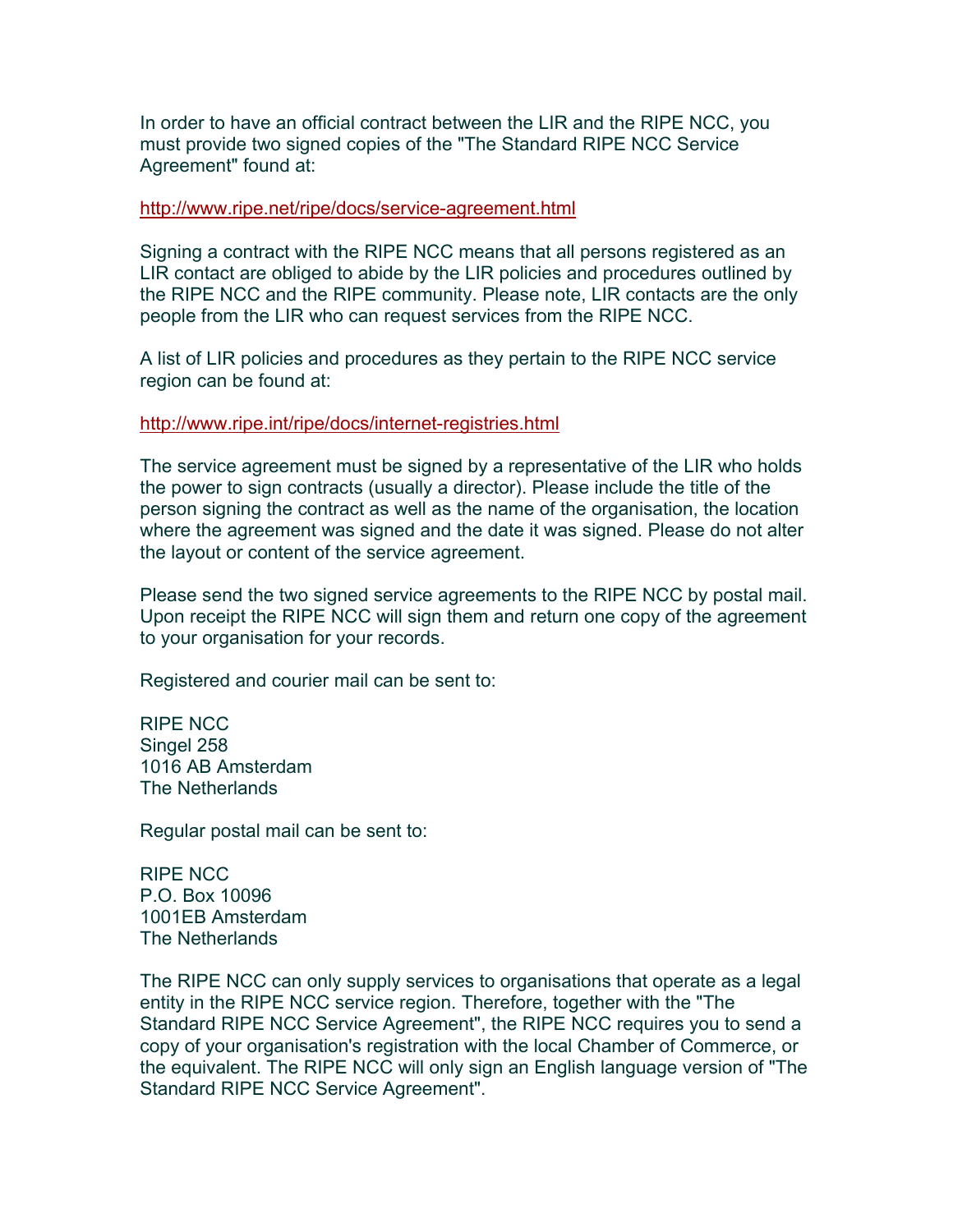In order to have an official contract between the LIR and the RIPE NCC, you must provide two signed copies of the "The Standard RIPE NCC Service Agreement" found at:

http://www.ripe.net/ripe/docs/service-agreement.html

Signing a contract with the RIPE NCC means that all persons registered as an LIR contact are obliged to abide by the LIR policies and procedures outlined by the RIPE NCC and the RIPE community. Please note, LIR contacts are the only people from the LIR who can request services from the RIPE NCC.

A list of LIR policies and procedures as they pertain to the RIPE NCC service region can be found at:

http://www.ripe.int/ripe/docs/internet-registries.html

The service agreement must be signed by a representative of the LIR who holds the power to sign contracts (usually a director). Please include the title of the person signing the contract as well as the name of the organisation, the location where the agreement was signed and the date it was signed. Please do not alter the layout or content of the service agreement.

Please send the two signed service agreements to the RIPE NCC by postal mail. Upon receipt the RIPE NCC will sign them and return one copy of the agreement to your organisation for your records.

Registered and courier mail can be sent to:

RIPE NCC  
Singel 258  
1016 AB Amsterdam  
The Netherlands

Regular postal mail can be sent to:

RIPE NCC  
P.O. Box 10096  
1001EB Amsterdam  
The Netherlands

The RIPE NCC can only supply services to organisations that operate as a legal entity in the RIPE NCC service region. Therefore, together with the "The Standard RIPE NCC Service Agreement", the RIPE NCC requires you to send a copy of your organisation's registration with the local Chamber of Commerce, or the equivalent. The RIPE NCC will only sign an English language version of "The Standard RIPE NCC Service Agreement".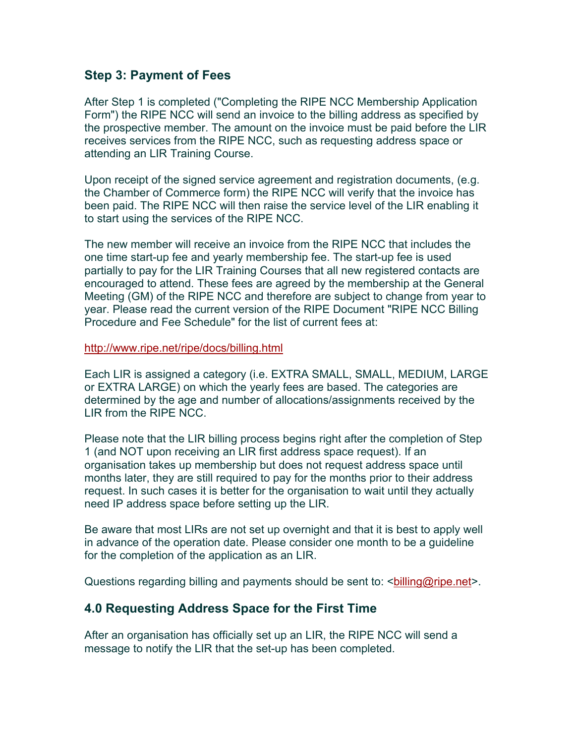## Step 3: Payment of Fees

After Step 1 is completed ("Completing the RIPE NCC Membership Application Form") the RIPE NCC will send an invoice to the billing address as specified by the prospective member. The amount on the invoice must be paid before the LIR receives services from the RIPE NCC, such as requesting address space or attending an LIR Training Course.

Upon receipt of the signed service agreement and registration documents, (e.g. the Chamber of Commerce form) the RIPE NCC will verify that the invoice has been paid. The RIPE NCC will then raise the service level of the LIR enabling it to start using the services of the RIPE NCC.

The new member will receive an invoice from the RIPE NCC that includes the one time start-up fee and yearly membership fee. The start-up fee is used partially to pay for the LIR Training Courses that all new registered contacts are encouraged to attend. These fees are agreed by the membership at the General Meeting (GM) of the RIPE NCC and therefore are subject to change from year to year. Please read the current version of the RIPE Document "RIPE NCC Billing Procedure and Fee Schedule" for the list of current fees at:

http://www.ripe.net/ripe/docs/billing.html

Each LIR is assigned a category (i.e. EXTRA SMALL, SMALL, MEDIUM, LARGE or EXTRA LARGE) on which the yearly fees are based. The categories are determined by the age and number of allocations/assignments received by the LIR from the RIPE NCC.

Please note that the LIR billing process begins right after the completion of Step 1 (and NOT upon receiving an LIR first address space request). If an organisation takes up membership but does not request address space until months later, they are still required to pay for the months prior to their address request. In such cases it is better for the organisation to wait until they actually need IP address space before setting up the LIR.

Be aware that most LIRs are not set up overnight and that it is best to apply well in advance of the operation date. Please consider one month to be a guideline for the completion of the application as an LIR.

Questions regarding billing and payments should be sent to: <billing@ripe.net>.

## 4.0 Requesting Address Space for the First Time

After an organisation has officially set up an LIR, the RIPE NCC will send a message to notify the LIR that the set-up has been completed.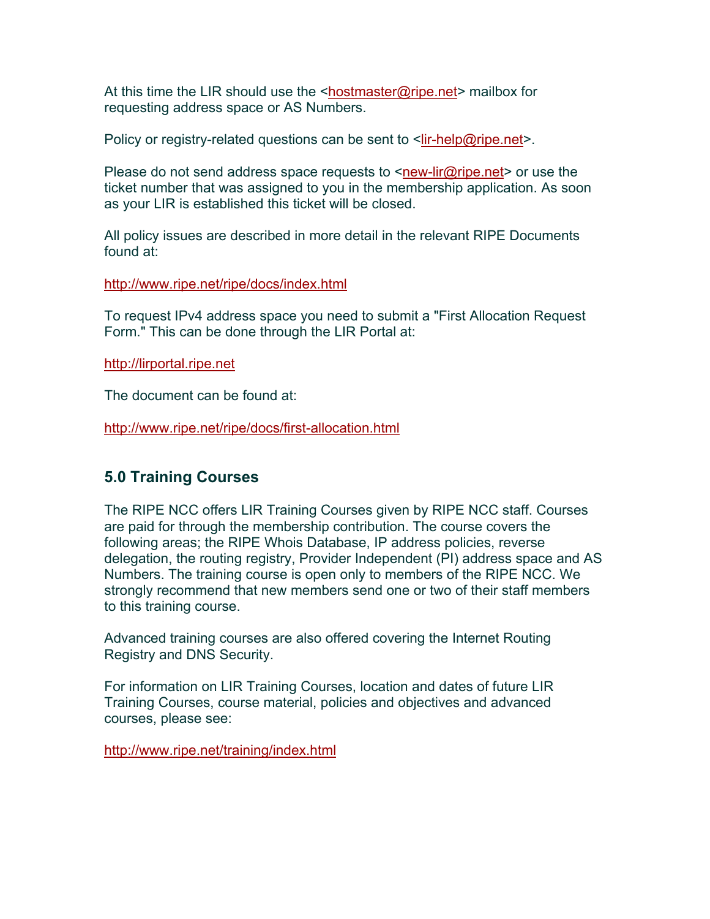At this time the LIR should use the <hostmaster@ripe.net> mailbox for requesting address space or AS Numbers.

Policy or registry-related questions can be sent to <lir-help@ripe.net>.

Please do not send address space requests to <new-lir@ripe.net> or use the ticket number that was assigned to you in the membership application. As soon as your LIR is established this ticket will be closed.

All policy issues are described in more detail in the relevant RIPE Documents found at:

http://www.ripe.net/ripe/docs/index.html

To request IPv4 address space you need to submit a "First Allocation Request Form." This can be done through the LIR Portal at:

http://lirportal.ripe.net

The document can be found at:

http://www.ripe.net/ripe/docs/first-allocation.html

## 5.0 Training Courses

The RIPE NCC offers LIR Training Courses given by RIPE NCC staff. Courses are paid for through the membership contribution. The course covers the following areas; the RIPE Whois Database, IP address policies, reverse delegation, the routing registry, Provider Independent (PI) address space and AS Numbers. The training course is open only to members of the RIPE NCC. We strongly recommend that new members send one or two of their staff members to this training course.

Advanced training courses are also offered covering the Internet Routing Registry and DNS Security.

For information on LIR Training Courses, location and dates of future LIR Training Courses, course material, policies and objectives and advanced courses, please see:

http://www.ripe.net/training/index.html